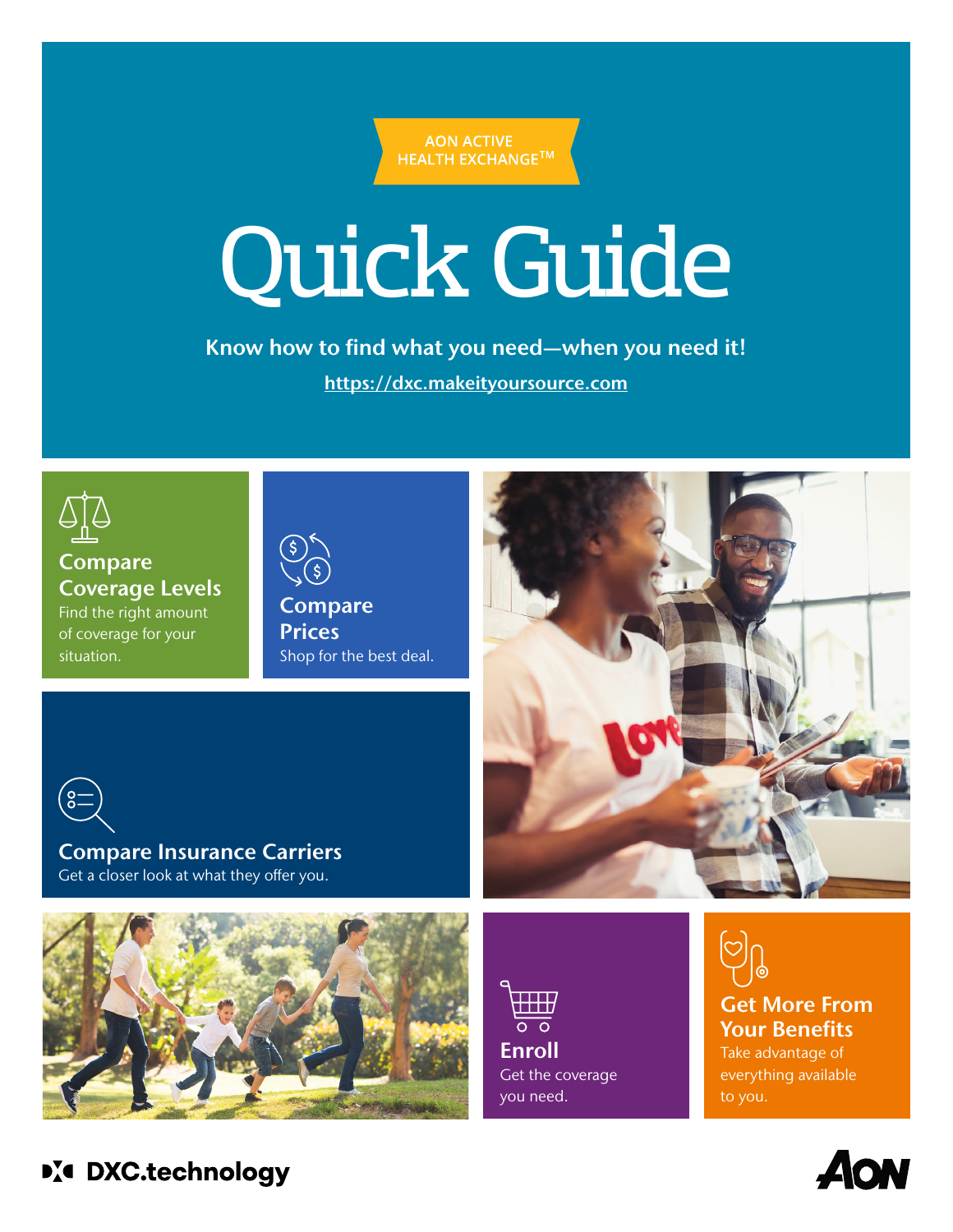AON ACTIVE HEALTH EXCHANGE™

# Quick Guide

**Know how to find what you need—when you need it!**

[https://dxc.makeityoursource.com](https://dxc.makeityoursource.com)

## Compare Coverage Levels

Find the right amount of coverage for your situation.

## Compare Prices

Shop for the best deal.

## Compare Insurance Carriers

Get a closer look at what they offer you.

## Enroll

Get the coverage you need.

## Get More From Your Benefits

Take advantage of everything available to you.

DXC.technology

AON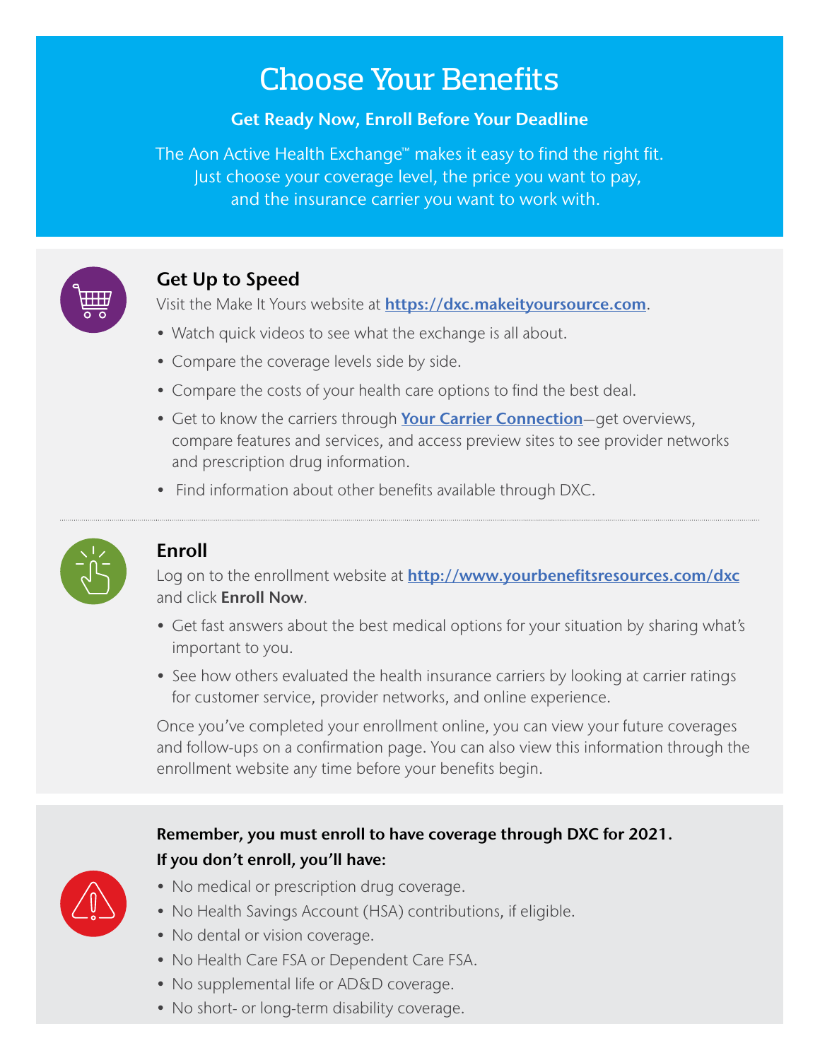# Choose Your Benefits

**Get Ready Now, Enroll Before Your Deadline**

The Aon Active Health Exchange™ makes it easy to find the right fit. Just choose your coverage level, the price you want to pay, and the insurance carrier you want to work with.

## Get Up to Speed

Visit the Make It Yours website at **https://dxc.makeityoursource.com**.

- Watch quick videos to see what the exchange is all about.
- Compare the coverage levels side by side.
- Compare the costs of your health care options to find the best deal.
- Get to know the carriers through **Your Carrier Connection**—get overviews, compare features and services, and access preview sites to see provider networks and prescription drug information.
- Find information about other benefits available through DXC.

## Enroll

Log on to the enrollment website at **http://www.yourbenefitsresources.com/dxc** and click **Enroll Now**.

- Get fast answers about the best medical options for your situation by sharing what's important to you.
- See how others evaluated the health insurance carriers by looking at carrier ratings for customer service, provider networks, and online experience.

Once you've completed your enrollment online, you can view your future coverages and follow-ups on a confirmation page. You can also view this information through the enrollment website any time before your benefits begin.

**Remember, you must enroll to have coverage through DXC for 2021.**
**If you don't enroll, you'll have:**

- No medical or prescription drug coverage.
- No Health Savings Account (HSA) contributions, if eligible.
- No dental or vision coverage.
- No Health Care FSA or Dependent Care FSA.
- No supplemental life or AD&D coverage.
- No short- or long-term disability coverage.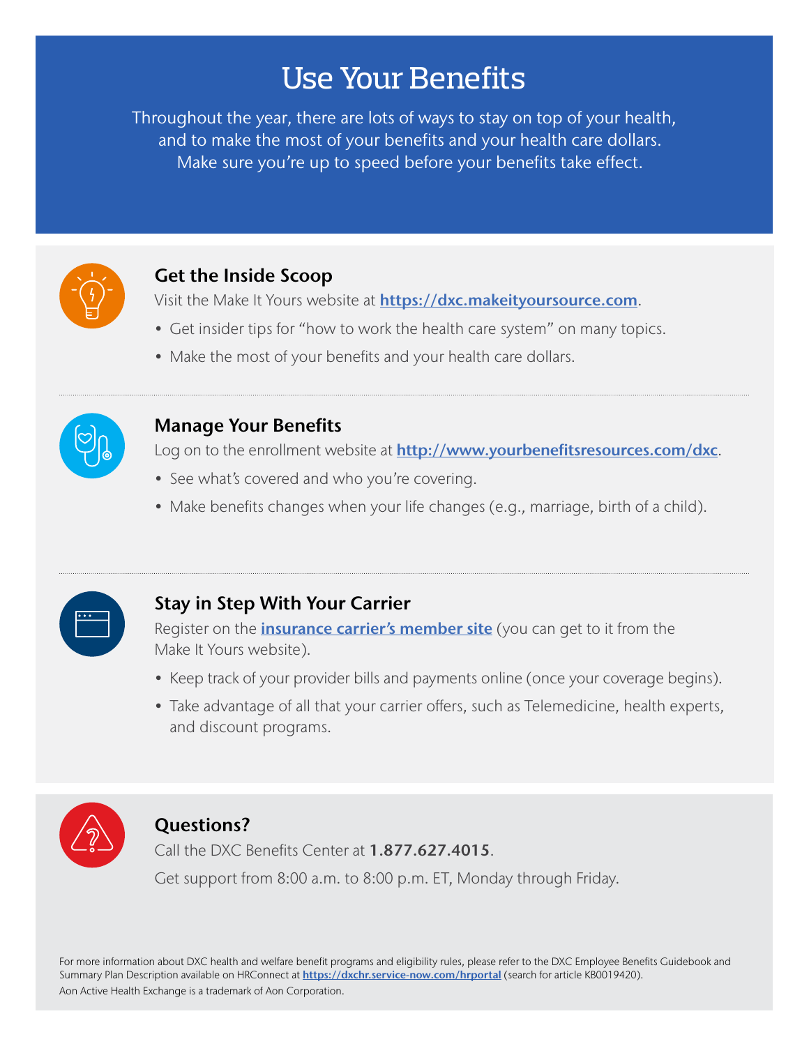# Use Your Benefits

Throughout the year, there are lots of ways to stay on top of your health, and to make the most of your benefits and your health care dollars. Make sure you're up to speed before your benefits take effect.

## Get the Inside Scoop

Visit the Make It Yours website at **https://dxc.makeityoursource.com**.

- Get insider tips for "how to work the health care system" on many topics.
- Make the most of your benefits and your health care dollars.

## Manage Your Benefits

Log on to the enrollment website at **http://www.yourbenefitsresources.com/dxc**.

- See what's covered and who you're covering.
- Make benefits changes when your life changes (e.g., marriage, birth of a child).

## Stay in Step With Your Carrier

Register on the **insurance carrier's member site** (you can get to it from the Make It Yours website).

- Keep track of your provider bills and payments online (once your coverage begins).
- Take advantage of all that your carrier offers, such as Telemedicine, health experts, and discount programs.

## Questions?

Call the DXC Benefits Center at **1.877.627.4015**.

Get support from 8:00 a.m. to 8:00 p.m. ET, Monday through Friday.

For more information about DXC health and welfare benefit programs and eligibility rules, please refer to the DXC Employee Benefits Guidebook and Summary Plan Description available on HRConnect at **https://dxchr.service-now.com/hrportal** (search for article KB0019420).

Aon Active Health Exchange is a trademark of Aon Corporation.